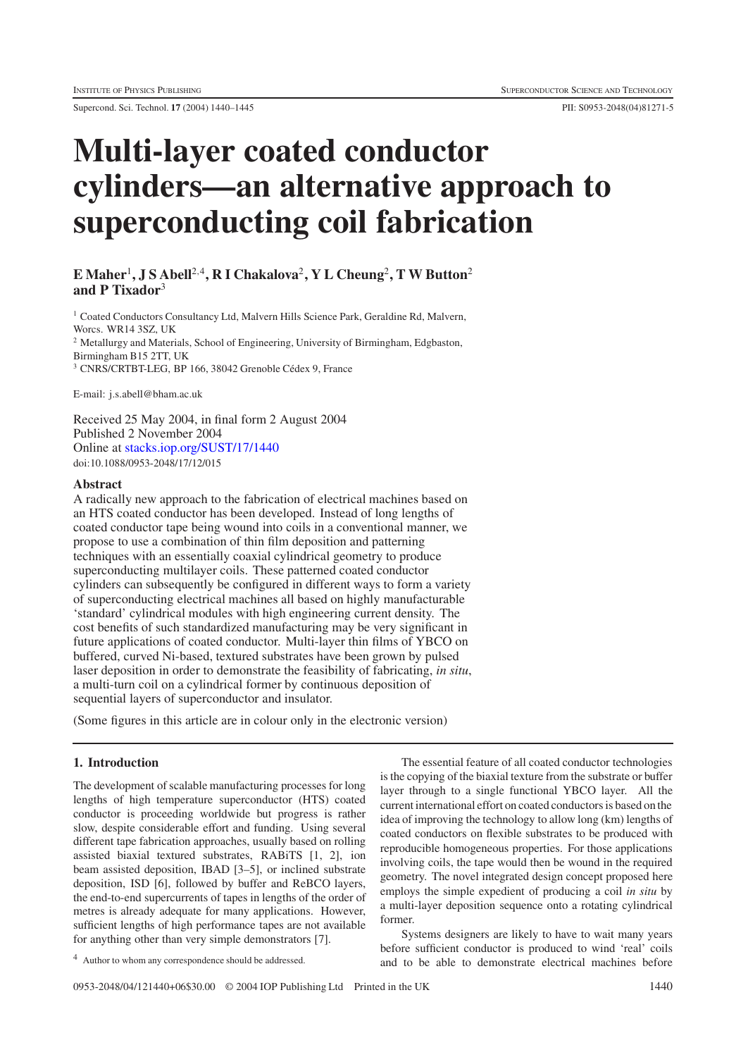# Multi-layer coated conductor cylinders—an alternative approach to superconducting coil fabrication

**E Maher[1], J S Abell[2,4], R I Chakalova[2], Y L Cheung[2], T W Button[2] and P Tixador[3]**

[1] Coated Conductors Consultancy Ltd, Malvern Hills Science Park, Geraldine Rd, Malvern, Worcs. WR14 3SZ, UK

[2] Metallurgy and Materials, School of Engineering, University of Birmingham, Edgbaston, Birmingham B15 2TT, UK

[3] CNRS/CRTBT-LEG, BP 166, 38042 Grenoble Cédex 9, France

E-mail: j.s.abell@bham.ac.uk

Received 25 May 2004, in final form 2 August 2004
Published 2 November 2004
Online at stacks.iop.org/SUST/17/1440
doi:10.1088/0953-2048/17/12/015

## Abstract

A radically new approach to the fabrication of electrical machines based on an HTS coated conductor has been developed. Instead of long lengths of coated conductor tape being wound into coils in a conventional manner, we propose to use a combination of thin film deposition and patterning techniques with an essentially coaxial cylindrical geometry to produce superconducting multilayer coils. These patterned coated conductor cylinders can subsequently be configured in different ways to form a variety of superconducting electrical machines all based on highly manufacturable 'standard' cylindrical modules with high engineering current density. The cost benefits of such standardized manufacturing may be very significant in future applications of coated conductor. Multi-layer thin films of YBCO on buffered, curved Ni-based, textured substrates have been grown by pulsed laser deposition in order to demonstrate the feasibility of fabricating, *in situ*, a multi-turn coil on a cylindrical former by continuous deposition of sequential layers of superconductor and insulator.

(Some figures in this article are in colour only in the electronic version)

## 1. Introduction

The development of scalable manufacturing processes for long lengths of high temperature superconductor (HTS) coated conductor is proceeding worldwide but progress is rather slow, despite considerable effort and funding. Using several different tape fabrication approaches, usually based on rolling assisted biaxial textured substrates, RABiTS [1, 2], ion beam assisted deposition, IBAD [3–5], or inclined substrate deposition, ISD [6], followed by buffer and ReBCO layers, the end-to-end supercurrents of tapes in lengths of the order of metres is already adequate for many applications. However, sufficient lengths of high performance tapes are not available for anything other than very simple demonstrators [7].

The essential feature of all coated conductor technologies is the copying of the biaxial texture from the substrate or buffer layer through to a single functional YBCO layer. All the current international effort on coated conductors is based on the idea of improving the technology to allow long (km) lengths of coated conductors on flexible substrates to be produced with reproducible homogeneous properties. For those applications involving coils, the tape would then be wound in the required geometry. The novel integrated design concept proposed here employs the simple expedient of producing a coil *in situ* by a multi-layer deposition sequence onto a rotating cylindrical former.

Systems designers are likely to have to wait many years before sufficient conductor is produced to wind 'real' coils and to be able to demonstrate electrical machines before

[4] Author to whom any correspondence should be addressed.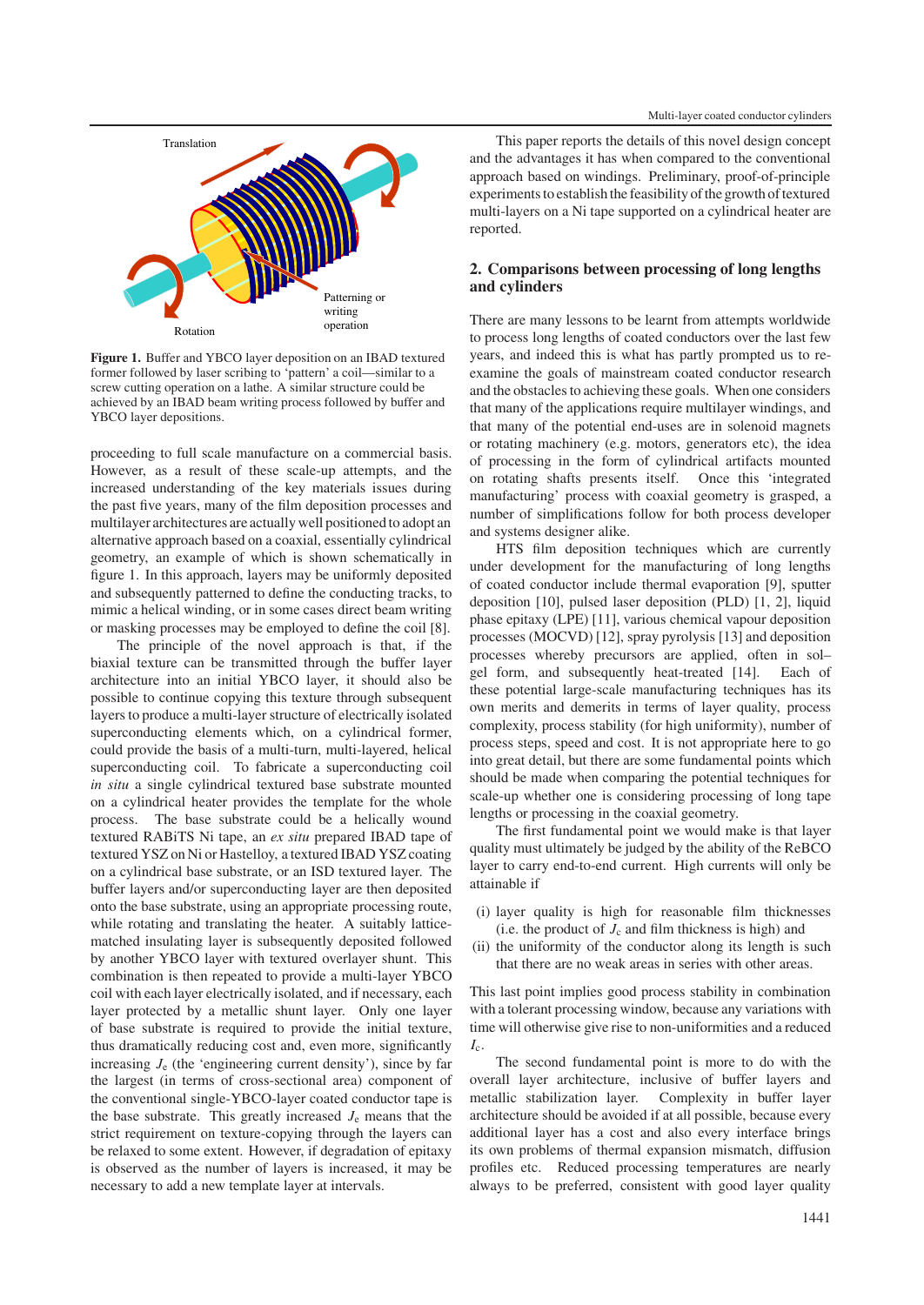Translation

Patterning or writing operation

Rotation

**Figure 1.** Buffer and YBCO layer deposition on an IBAD textured former followed by laser scribing to 'pattern' a coil—similar to a screw cutting operation on a lathe. A similar structure could be achieved by an IBAD beam writing process followed by buffer and YBCO layer depositions.

proceeding to full scale manufacture on a commercial basis. However, as a result of these scale-up attempts, and the increased understanding of the key materials issues during the past five years, many of the film deposition processes and multilayer architectures are actually well positioned to adopt an alternative approach based on a coaxial, essentially cylindrical geometry, an example of which is shown schematically in figure 1. In this approach, layers may be uniformly deposited and subsequently patterned to define the conducting tracks, to mimic a helical winding, or in some cases direct beam writing or masking processes may be employed to define the coil [8].

The principle of the novel approach is that, if the biaxial texture can be transmitted through the buffer layer architecture into an initial YBCO layer, it should also be possible to continue copying this texture through subsequent layers to produce a multi-layer structure of electrically isolated superconducting elements which, on a cylindrical former, could provide the basis of a multi-turn, multi-layered, helical superconducting coil. To fabricate a superconducting coil *in situ* a single cylindrical textured base substrate mounted on a cylindrical heater provides the template for the whole process. The base substrate could be a helically wound textured RABiTS Ni tape, an *ex situ* prepared IBAD tape of textured YSZ on Ni or Hastelloy, a textured IBAD YSZ coating on a cylindrical base substrate, or an ISD textured layer. The buffer layers and/or superconducting layer are then deposited onto the base substrate, using an appropriate processing route, while rotating and translating the heater. A suitably lattice-matched insulating layer is subsequently deposited followed by another YBCO layer with textured overlayer shunt. This combination is then repeated to provide a multi-layer YBCO coil with each layer electrically isolated, and if necessary, each layer protected by a metallic shunt layer. Only one layer of base substrate is required to provide the initial texture, thus dramatically reducing cost and, even more, significantly increasing $J_e$ (the 'engineering current density'), since by far the largest (in terms of cross-sectional area) component of the conventional single-YBCO-layer coated conductor tape is the base substrate. This greatly increased $J_e$ means that the strict requirement on texture-copying through the layers can be relaxed to some extent. However, if degradation of epitaxy is observed as the number of layers is increased, it may be necessary to add a new template layer at intervals.

This paper reports the details of this novel design concept and the advantages it has when compared to the conventional approach based on windings. Preliminary, proof-of-principle experiments to establish the feasibility of the growth of textured multi-layers on a Ni tape supported on a cylindrical heater are reported.

## 2. Comparisons between processing of long lengths and cylinders

There are many lessons to be learnt from attempts worldwide to process long lengths of coated conductors over the last few years, and indeed this is what has partly prompted us to re-examine the goals of mainstream coated conductor research and the obstacles to achieving these goals. When one considers that many of the applications require multilayer windings, and that many of the potential end-uses are in solenoid magnets or rotating machinery (e.g. motors, generators etc), the idea of processing in the form of cylindrical artifacts mounted on rotating shafts presents itself. Once this 'integrated manufacturing' process with coaxial geometry is grasped, a number of simplifications follow for both process developer and systems designer alike.

HTS film deposition techniques which are currently under development for the manufacturing of long lengths of coated conductor include thermal evaporation [9], sputter deposition [10], pulsed laser deposition (PLD) [1, 2], liquid phase epitaxy (LPE) [11], various chemical vapour deposition processes (MOCVD) [12], spray pyrolysis [13] and deposition processes whereby precursors are applied, often in sol–gel form, and subsequently heat-treated [14]. Each of these potential large-scale manufacturing techniques has its own merits and demerits in terms of layer quality, process complexity, process stability (for high uniformity), number of process steps, speed and cost. It is not appropriate here to go into great detail, but there are some fundamental points which should be made when comparing the potential techniques for scale-up whether one is considering processing of long tape lengths or processing in the coaxial geometry.

The first fundamental point we would make is that layer quality must ultimately be judged by the ability of the ReBCO layer to carry end-to-end current. High currents will only be attainable if

(i) layer quality is high for reasonable film thicknesses (i.e. the product of $J_c$ and film thickness is high) and
(ii) the uniformity of the conductor along its length is such that there are no weak areas in series with other areas.

This last point implies good process stability in combination with a tolerant processing window, because any variations with time will otherwise give rise to non-uniformities and a reduced $I_c$.

The second fundamental point is more to do with the overall layer architecture, inclusive of buffer layers and metallic stabilization layer. Complexity in buffer layer architecture should be avoided if at all possible, because every additional layer has a cost and also every interface brings its own problems of thermal expansion mismatch, diffusion profiles etc. Reduced processing temperatures are nearly always to be preferred, consistent with good layer quality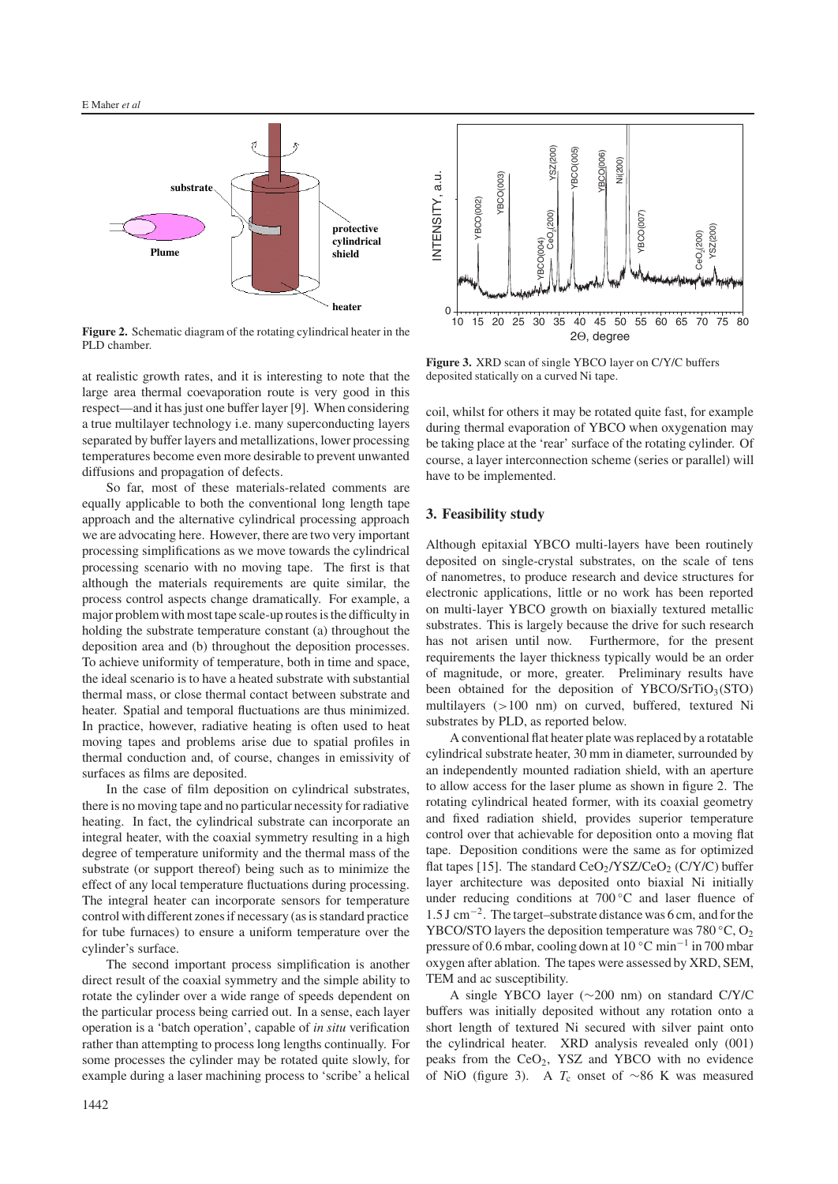Figure 2. Schematic diagram of the rotating cylindrical heater in the PLD chamber.

at realistic growth rates, and it is interesting to note that the large area thermal coevaporation route is very good in this respect—and it has just one buffer layer [9]. When considering a true multilayer technology i.e. many superconducting layers separated by buffer layers and metallizations, lower processing temperatures become even more desirable to prevent unwanted diffusions and propagation of defects.

So far, most of these materials-related comments are equally applicable to both the conventional long length tape approach and the alternative cylindrical processing approach we are advocating here. However, there are two very important processing simplifications as we move towards the cylindrical processing scenario with no moving tape. The first is that although the materials requirements are quite similar, the process control aspects change dramatically. For example, a major problem with most tape scale-up routes is the difficulty in holding the substrate temperature constant (a) throughout the deposition area and (b) throughout the deposition processes. To achieve uniformity of temperature, both in time and space, the ideal scenario is to have a heated substrate with substantial thermal mass, or close thermal contact between substrate and heater. Spatial and temporal fluctuations are thus minimized. In practice, however, radiative heating is often used to heat moving tapes and problems arise due to spatial profiles in thermal conduction and, of course, changes in emissivity of surfaces as films are deposited.

In the case of film deposition on cylindrical substrates, there is no moving tape and no particular necessity for radiative heating. In fact, the cylindrical substrate can incorporate an integral heater, with the coaxial symmetry resulting in a high degree of temperature uniformity and the thermal mass of the substrate (or support thereof) being such as to minimize the effect of any local temperature fluctuations during processing. The integral heater can incorporate sensors for temperature control with different zones if necessary (as is standard practice for tube furnaces) to ensure a uniform temperature over the cylinder's surface.

The second important process simplification is another direct result of the coaxial symmetry and the simple ability to rotate the cylinder over a wide range of speeds dependent on the particular process being carried out. In a sense, each layer operation is a 'batch operation', capable of *in situ* verification rather than attempting to process long lengths continually. For some processes the cylinder may be rotated quite slowly, for example during a laser machining process to 'scribe' a helical coil, whilst for others it may be rotated quite fast, for example during thermal evaporation of YBCO when oxygenation may be taking place at the 'rear' surface of the rotating cylinder. Of course, a layer interconnection scheme (series or parallel) will have to be implemented.

Figure 3. XRD scan of single YBCO layer on C/Y/C buffers deposited statically on a curved Ni tape.

## 3. Feasibility study

Although epitaxial YBCO multi-layers have been routinely deposited on single-crystal substrates, on the scale of tens of nanometres, to produce research and device structures for electronic applications, little or no work has been reported on multi-layer YBCO growth on biaxially textured metallic substrates. This is largely because the drive for such research has not arisen until now. Furthermore, for the present requirements the layer thickness typically would be an order of magnitude, or more, greater. Preliminary results have been obtained for the deposition of YBCO/$SrTiO_3$(STO) multilayers (>100 nm) on curved, buffered, textured Ni substrates by PLD, as reported below.

A conventional flat heater plate was replaced by a rotatable cylindrical substrate heater, 30 mm in diameter, surrounded by an independently mounted radiation shield, with an aperture to allow access for the laser plume as shown in figure 2. The rotating cylindrical heated former, with its coaxial geometry and fixed radiation shield, provides superior temperature control over that achievable for deposition onto a moving flat tape. Deposition conditions were the same as for optimized flat tapes [15]. The standard $CeO_2$/YSZ/$CeO_2$ (C/Y/C) buffer layer architecture was deposited onto biaxial Ni initially under reducing conditions at 700 °C and laser fluence of 1.5 J cm$^{-2}$. The target–substrate distance was 6 cm, and for the YBCO/STO layers the deposition temperature was 780 °C, $O_2$ pressure of 0.6 mbar, cooling down at 10 °C min$^{-1}$ in 700 mbar oxygen after ablation. The tapes were assessed by XRD, SEM, TEM and ac susceptibility.

A single YBCO layer (∼200 nm) on standard C/Y/C buffers was initially deposited without any rotation onto a short length of textured Ni secured with silver paint onto the cylindrical heater. XRD analysis revealed only (001) peaks from the $CeO_2$, YSZ and YBCO with no evidence of NiO (figure 3). A $T_c$ onset of ∼86 K was measured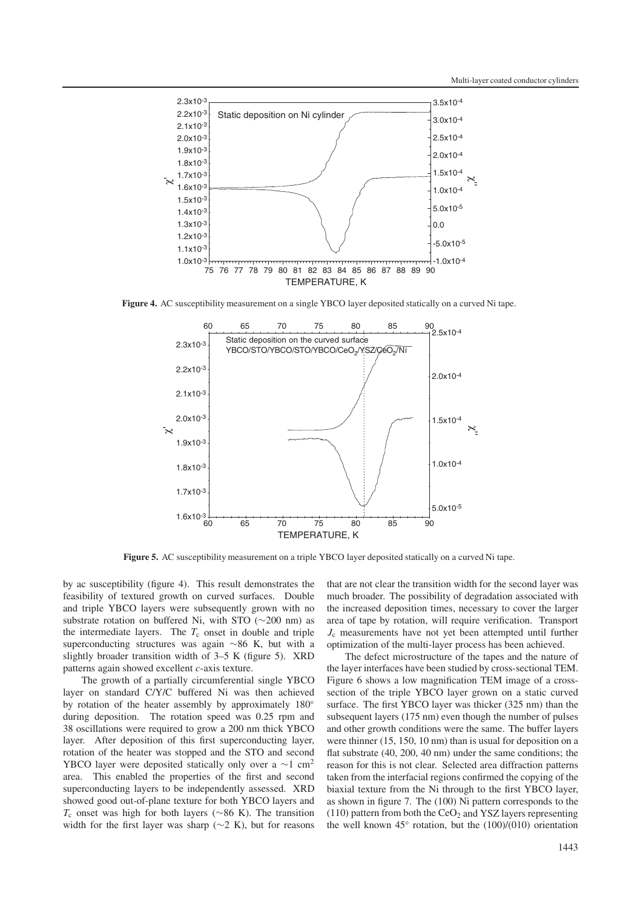**Figure 4.** AC susceptibility measurement on a single YBCO layer deposited statically on a curved Ni tape.

**Figure 5.** AC susceptibility measurement on a triple YBCO layer deposited statically on a curved Ni tape.

by ac susceptibility (figure 4). This result demonstrates the feasibility of textured growth on curved surfaces. Double and triple YBCO layers were subsequently grown with no substrate rotation on buffered Ni, with STO (~200 nm) as the intermediate layers. The $T_c$ onset in double and triple superconducting structures was again ~86 K, but with a slightly broader transition width of 3–5 K (figure 5). XRD patterns again showed excellent *c*-axis texture.

The growth of a partially circumferential single YBCO layer on standard C/Y/C buffered Ni was then achieved by rotation of the heater assembly by approximately 180° during deposition. The rotation speed was 0.25 rpm and 38 oscillations were required to grow a 200 nm thick YBCO layer. After deposition of this first superconducting layer, rotation of the heater was stopped and the STO and second YBCO layer were deposited statically only over a ~1 cm$^2$ area. This enabled the properties of the first and second superconducting layers to be independently assessed. XRD showed good out-of-plane texture for both YBCO layers and $T_c$ onset was high for both layers (~86 K). The transition width for the first layer was sharp (~2 K), but for reasons that are not clear the transition width for the second layer was much broader. The possibility of degradation associated with the increased deposition times, necessary to cover the larger area of tape by rotation, will require verification. Transport $J_c$ measurements have not yet been attempted until further optimization of the multi-layer process has been achieved.

The defect microstructure of the tapes and the nature of the layer interfaces have been studied by cross-sectional TEM. Figure 6 shows a low magnification TEM image of a cross-section of the triple YBCO layer grown on a static curved surface. The first YBCO layer was thicker (325 nm) than the subsequent layers (175 nm) even though the number of pulses and other growth conditions were the same. The buffer layers were thinner (15, 150, 10 nm) than is usual for deposition on a flat substrate (40, 200, 40 nm) under the same conditions; the reason for this is not clear. Selected area diffraction patterns taken from the interfacial regions confirmed the copying of the biaxial texture from the Ni through to the first YBCO layer, as shown in figure 7. The (100) Ni pattern corresponds to the (110) pattern from both the $CeO_2$ and YSZ layers representing the well known 45° rotation, but the (100)/(010) orientation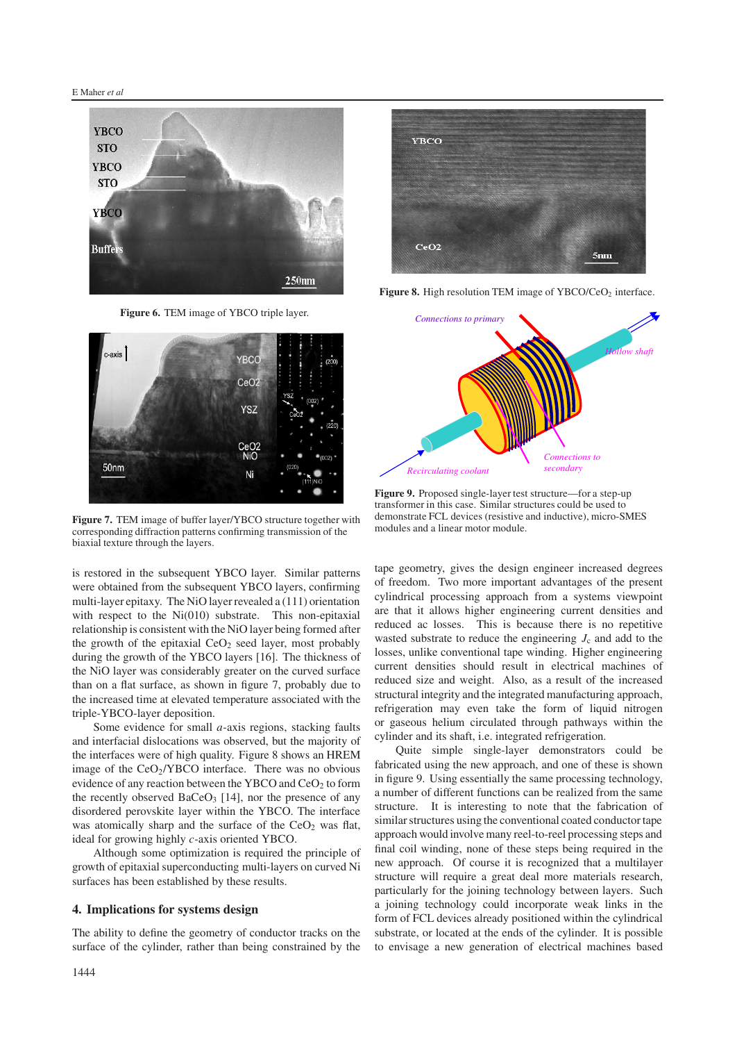Figure 6. TEM image of YBCO triple layer.

Figure 7. TEM image of buffer layer/YBCO structure together with corresponding diffraction patterns confirming transmission of the biaxial texture through the layers.

Figure 8. High resolution TEM image of YBCO/$CeO_2$ interface.

Figure 9. Proposed single-layer test structure—for a step-up transformer in this case. Similar structures could be used to demonstrate FCL devices (resistive and inductive), micro-SMES modules and a linear motor module.

is restored in the subsequent YBCO layer. Similar patterns were obtained from the subsequent YBCO layers, confirming multi-layer epitaxy. The NiO layer revealed a (111) orientation with respect to the Ni(010) substrate. This non-epitaxial relationship is consistent with the NiO layer being formed after the growth of the epitaxial $CeO_2$ seed layer, most probably during the growth of the YBCO layers [16]. The thickness of the NiO layer was considerably greater on the curved surface than on a flat surface, as shown in figure 7, probably due to the increased time at elevated temperature associated with the triple-YBCO-layer deposition.

Some evidence for small *a*-axis regions, stacking faults and interfacial dislocations was observed, but the majority of the interfaces were of high quality. Figure 8 shows an HREM image of the $CeO_2$/YBCO interface. There was no obvious evidence of any reaction between the YBCO and $CeO_2$ to form the recently observed $BaCeO_3$ [14], nor the presence of any disordered perovskite layer within the YBCO. The interface was atomically sharp and the surface of the $CeO_2$ was flat, ideal for growing highly *c*-axis oriented YBCO.

Although some optimization is required the principle of growth of epitaxial superconducting multi-layers on curved Ni surfaces has been established by these results.

## 4. Implications for systems design

The ability to define the geometry of conductor tracks on the surface of the cylinder, rather than being constrained by the tape geometry, gives the design engineer increased degrees of freedom. Two more important advantages of the present cylindrical processing approach from a systems viewpoint are that it allows higher engineering current densities and reduced ac losses. This is because there is no repetitive wasted substrate to reduce the engineering $J_c$ and add to the losses, unlike conventional tape winding. Higher engineering current densities should result in electrical machines of reduced size and weight. Also, as a result of the increased structural integrity and the integrated manufacturing approach, refrigeration may even take the form of liquid nitrogen or gaseous helium circulated through pathways within the cylinder and its shaft, i.e. integrated refrigeration.

Quite simple single-layer demonstrators could be fabricated using the new approach, and one of these is shown in figure 9. Using essentially the same processing technology, a number of different functions can be realized from the same structure. It is interesting to note that the fabrication of similar structures using the conventional coated conductor tape approach would involve many reel-to-reel processing steps and final coil winding, none of these steps being required in the new approach. Of course it is recognized that a multilayer structure will require a great deal more materials research, particularly for the joining technology between layers. Such a joining technology could incorporate weak links in the form of FCL devices already positioned within the cylindrical substrate, or located at the ends of the cylinder. It is possible to envisage a new generation of electrical machines based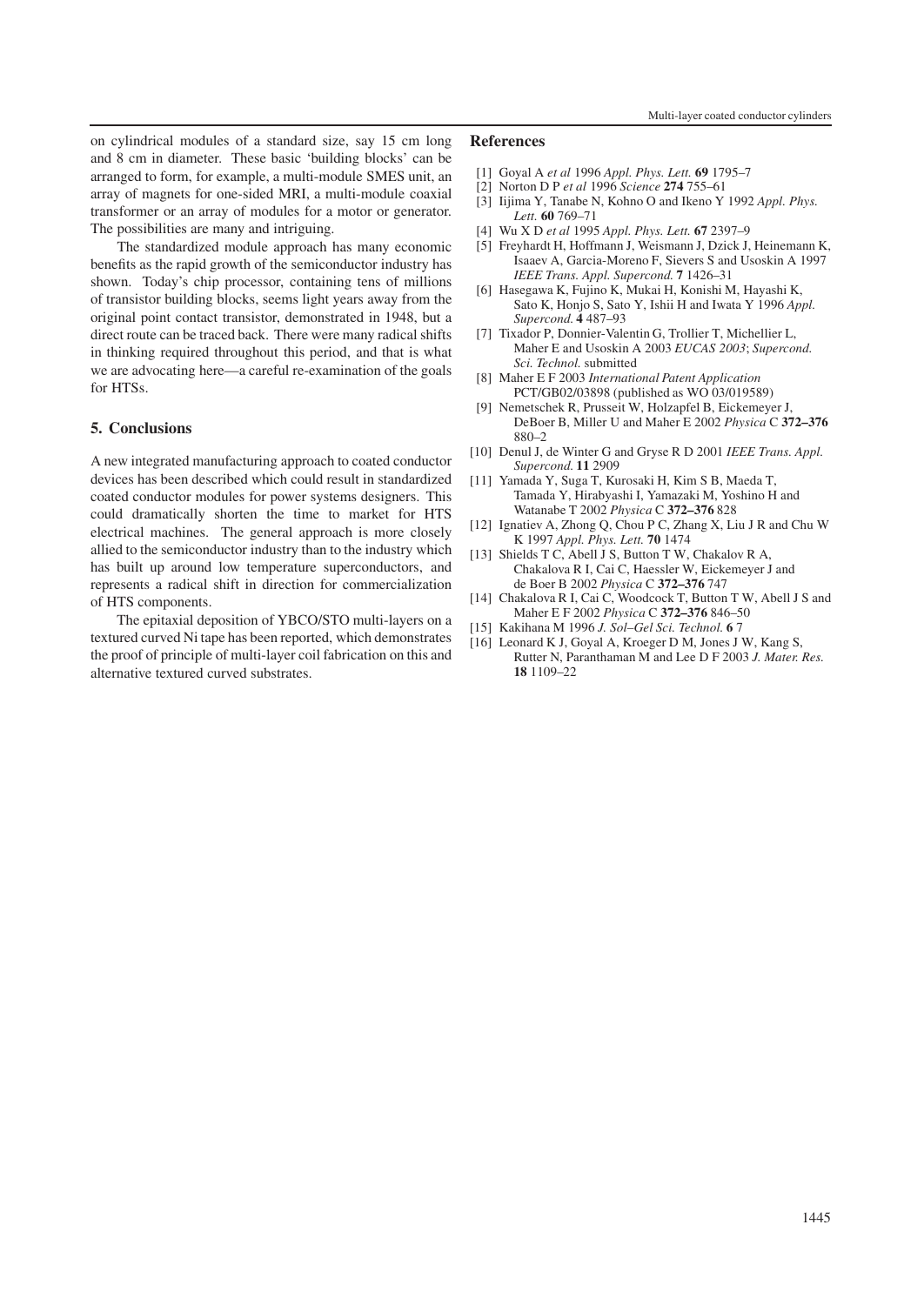on cylindrical modules of a standard size, say 15 cm long and 8 cm in diameter. These basic 'building blocks' can be arranged to form, for example, a multi-module SMES unit, an array of magnets for one-sided MRI, a multi-module coaxial transformer or an array of modules for a motor or generator. The possibilities are many and intriguing.

The standardized module approach has many economic benefits as the rapid growth of the semiconductor industry has shown. Today's chip processor, containing tens of millions of transistor building blocks, seems light years away from the original point contact transistor, demonstrated in 1948, but a direct route can be traced back. There were many radical shifts in thinking required throughout this period, and that is what we are advocating here—a careful re-examination of the goals for HTSs.

## 5. Conclusions

A new integrated manufacturing approach to coated conductor devices has been described which could result in standardized coated conductor modules for power systems designers. This could dramatically shorten the time to market for HTS electrical machines. The general approach is more closely allied to the semiconductor industry than to the industry which has built up around low temperature superconductors, and represents a radical shift in direction for commercialization of HTS components.

The epitaxial deposition of YBCO/STO multi-layers on a textured curved Ni tape has been reported, which demonstrates the proof of principle of multi-layer coil fabrication on this and alternative textured curved substrates.

## References

[1] Goyal A *et al* 1996 *Appl. Phys. Lett.* **69** 1795–7

[2] Norton D P *et al* 1996 *Science* **274** 755–61

[3] Iijima Y, Tanabe N, Kohno O and Ikeno Y 1992 *Appl. Phys. Lett.* **60** 769–71

[4] Wu X D *et al* 1995 *Appl. Phys. Lett.* **67** 2397–9

[5] Freyhardt H, Hoffmann J, Weismann J, Dzick J, Heinemann K, Isaaev A, Garcia-Moreno F, Sievers S and Usoskin A 1997 *IEEE Trans. Appl. Supercond.* **7** 1426–31

[6] Hasegawa K, Fujino K, Mukai H, Konishi M, Hayashi K, Sato K, Honjo S, Sato Y, Ishii H and Iwata Y 1996 *Appl. Supercond.* **4** 487–93

[7] Tixador P, Donnier-Valentin G, Trollier T, Michellier L, Maher E and Usoskin A 2003 *EUCAS 2003*; *Supercond. Sci. Technol.* submitted

[8] Maher E F 2003 *International Patent Application* PCT/GB02/03898 (published as WO 03/019589)

[9] Nemetschek R, Prusseit W, Holzapfel B, Eickemeyer J, DeBoer B, Miller U and Maher E 2002 *Physica* C **372–376** 880–2

[10] Denul J, de Winter G and Gryse R D 2001 *IEEE Trans. Appl. Supercond.* **11** 2909

[11] Yamada Y, Suga T, Kurosaki H, Kim S B, Maeda T, Tamada Y, Hirabyashi I, Yamazaki M, Yoshino H and Watanabe T 2002 *Physica* C **372–376** 828

[12] Ignatiev A, Zhong Q, Chou P C, Zhang X, Liu J R and Chu W K 1997 *Appl. Phys. Lett.* **70** 1474

[13] Shields T C, Abell J S, Button T W, Chakalov R A, Chakalova R I, Cai C, Haessler W, Eickemeyer J and de Boer B 2002 *Physica* C **372–376** 747

[14] Chakalova R I, Cai C, Woodcock T, Button T W, Abell J S and Maher E F 2002 *Physica* C **372–376** 846–50

[15] Kakihana M 1996 *J. Sol–Gel Sci. Technol.* **6** 7

[16] Leonard K J, Goyal A, Kroeger D M, Jones J W, Kang S, Rutter N, Paranthaman M and Lee D F 2003 *J. Mater. Res.* **18** 1109–22